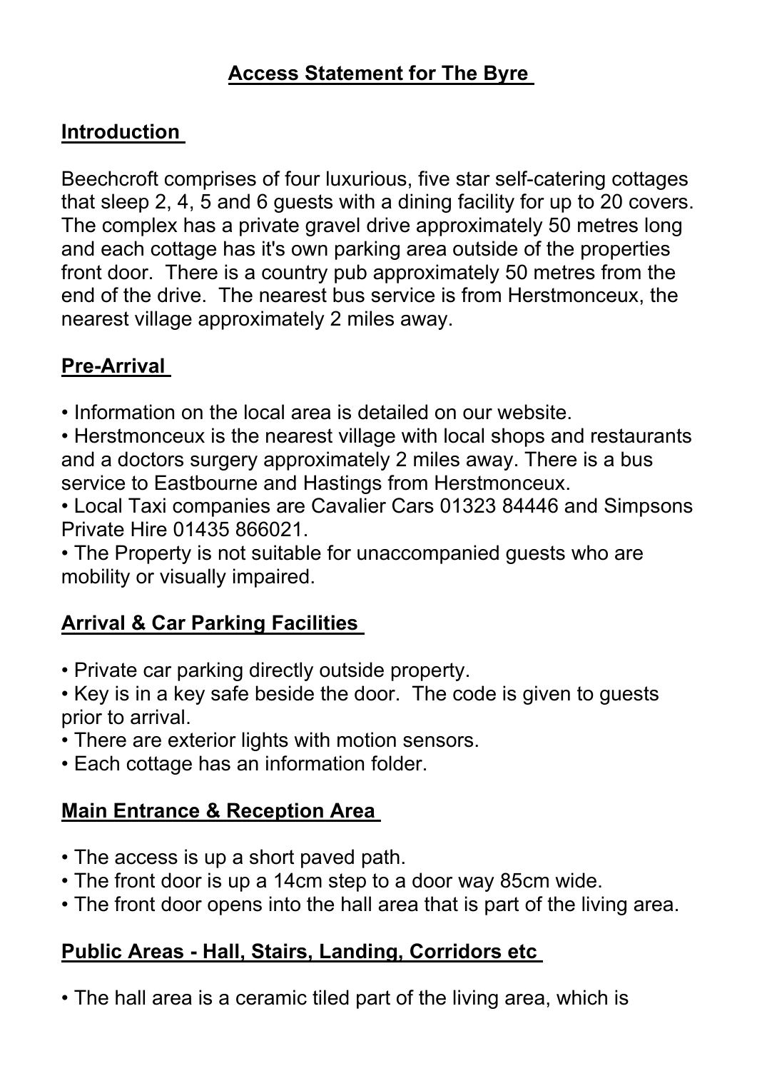# Access Statement for The Byre

## Introduction

Beechcroft comprises of four luxurious, five star self-catering cottages that sleep 2, 4, 5 and 6 guests with a dining facility for up to 20 covers. The complex has a private gravel drive approximately 50 metres long and each cottage has it's own parking area outside of the properties front door. There is a country pub approximately 50 metres from the end of the drive. The nearest bus service is from Herstmonceux, the nearest village approximately 2 miles away.

## Pre-Arrival

- Information on the local area is detailed on our website.
- Herstmonceux is the nearest village with local shops and restaurants and a doctors surgery approximately 2 miles away. There is a bus service to Eastbourne and Hastings from Herstmonceux.
- Local Taxi companies are Cavalier Cars 01323 84446 and Simpsons Private Hire 01435 866021.
- The Property is not suitable for unaccompanied guests who are mobility or visually impaired.

## Arrival & Car Parking Facilities

- Private car parking directly outside property.
- Key is in a key safe beside the door. The code is given to guests prior to arrival.
- There are exterior lights with motion sensors.
- Each cottage has an information folder.

## Main Entrance & Reception Area

- The access is up a short paved path.
- The front door is up a 14cm step to a door way 85cm wide.
- The front door opens into the hall area that is part of the living area.

## Public Areas - Hall, Stairs, Landing, Corridors etc

- The hall area is a ceramic tiled part of the living area, which is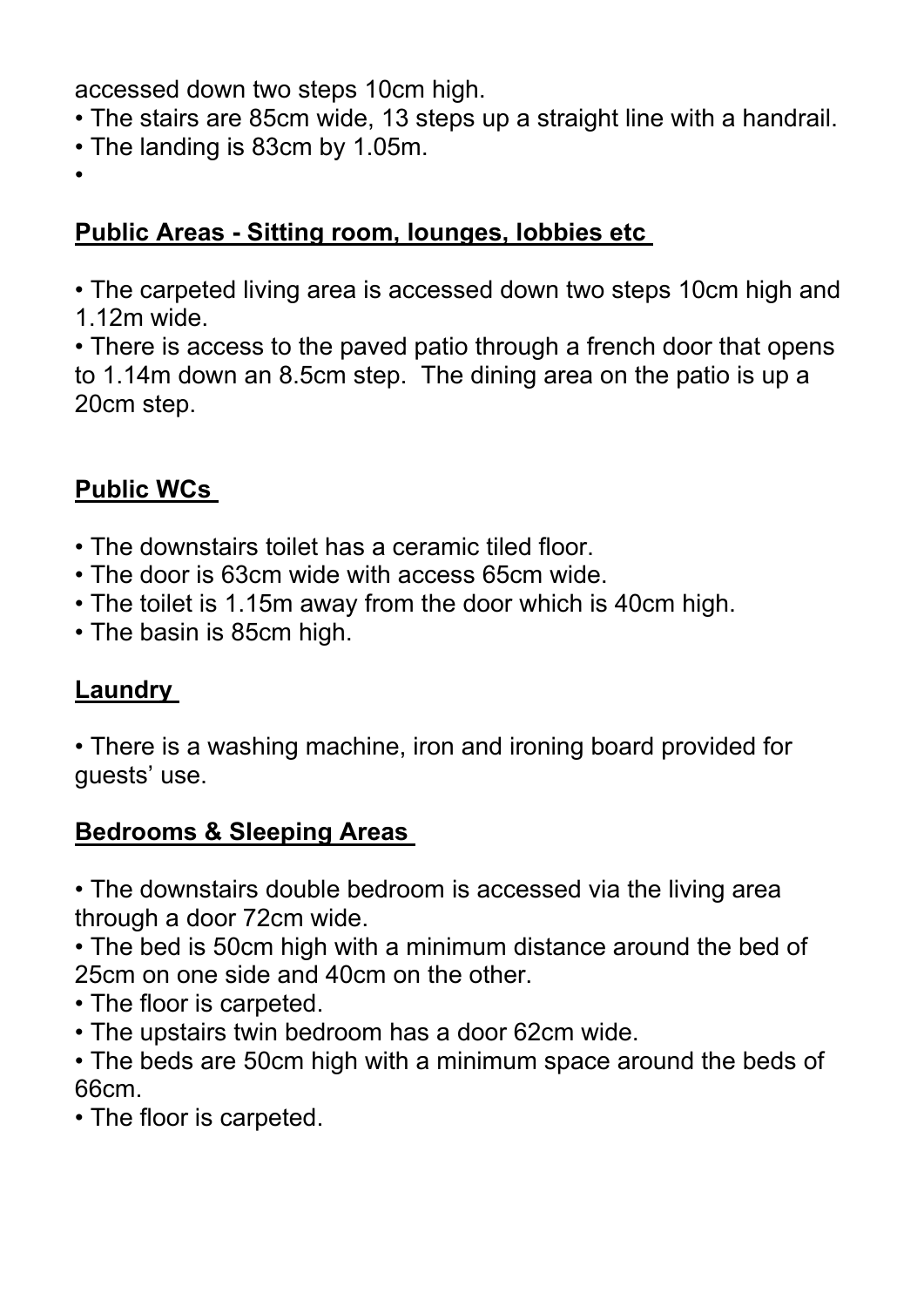accessed down two steps 10cm high.

- The stairs are 85cm wide, 13 steps up a straight line with a handrail.
- The landing is 83cm by 1.05m.
- 

## Public Areas - Sitting room, lounges, lobbies etc

- The carpeted living area is accessed down two steps 10cm high and 1.12m wide.
- There is access to the paved patio through a french door that opens to 1.14m down an 8.5cm step. The dining area on the patio is up a 20cm step.

## Public WCs

- The downstairs toilet has a ceramic tiled floor.
- The door is 63cm wide with access 65cm wide.
- The toilet is 1.15m away from the door which is 40cm high.
- The basin is 85cm high.

## Laundry

- There is a washing machine, iron and ironing board provided for guests' use.

## Bedrooms & Sleeping Areas

- The downstairs double bedroom is accessed via the living area through a door 72cm wide.
- The bed is 50cm high with a minimum distance around the bed of 25cm on one side and 40cm on the other.
- The floor is carpeted.
- The upstairs twin bedroom has a door 62cm wide.
- The beds are 50cm high with a minimum space around the beds of 66cm.
- The floor is carpeted.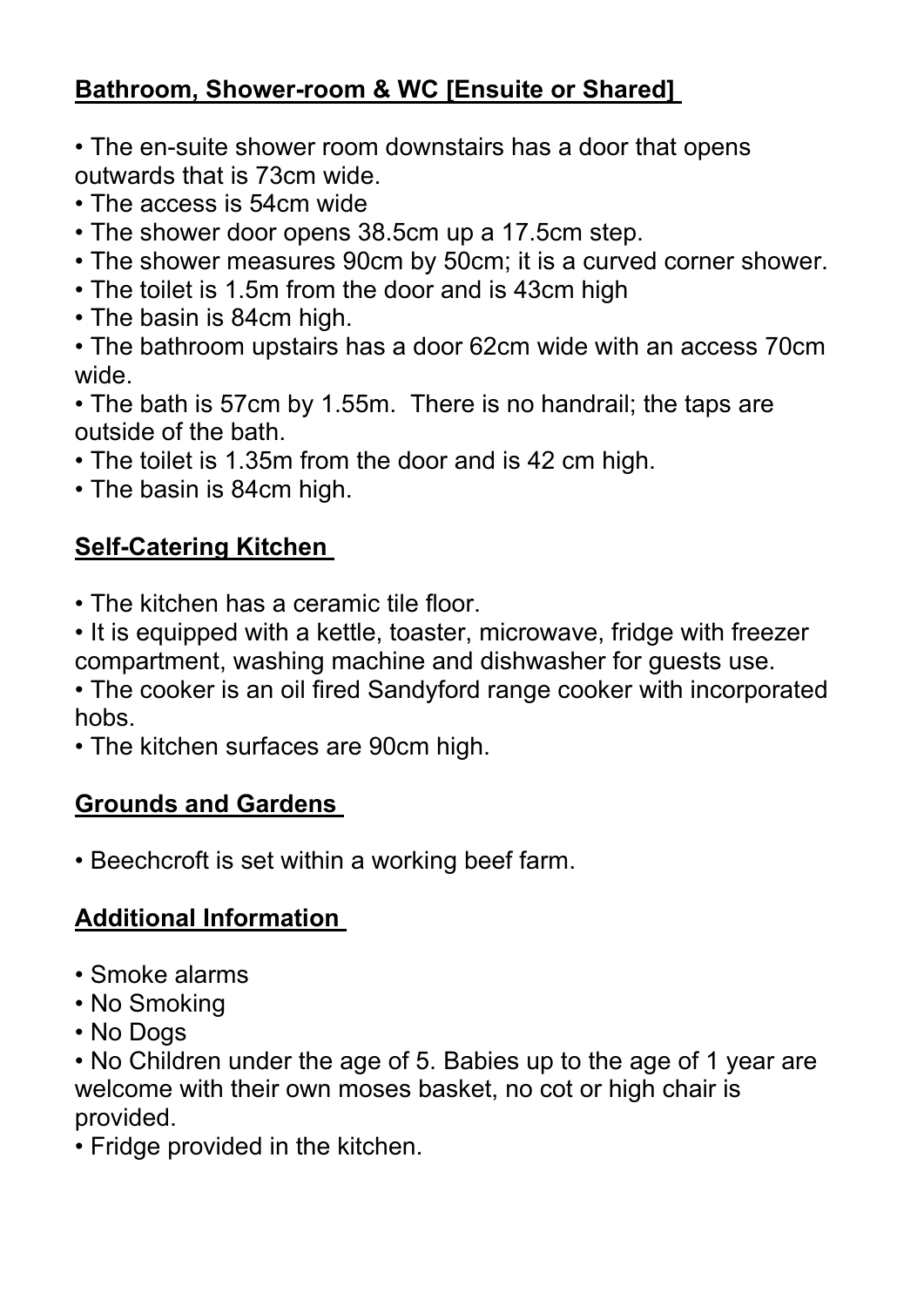## Bathroom, Shower-room & WC [Ensuite or Shared]

- The en-suite shower room downstairs has a door that opens outwards that is 73cm wide.
- The access is 54cm wide
- The shower door opens 38.5cm up a 17.5cm step.
- The shower measures 90cm by 50cm; it is a curved corner shower.
- The toilet is 1.5m from the door and is 43cm high
- The basin is 84cm high.
- The bathroom upstairs has a door 62cm wide with an access 70cm wide.
- The bath is 57cm by 1.55m. There is no handrail; the taps are outside of the bath.
- The toilet is 1.35m from the door and is 42 cm high.
- The basin is 84cm high.

## Self-Catering Kitchen

- The kitchen has a ceramic tile floor.
- It is equipped with a kettle, toaster, microwave, fridge with freezer compartment, washing machine and dishwasher for guests use.
- The cooker is an oil fired Sandyford range cooker with incorporated hobs.
- The kitchen surfaces are 90cm high.

## Grounds and Gardens

- Beechcroft is set within a working beef farm.

## Additional Information

- Smoke alarms
- No Smoking
- No Dogs
- No Children under the age of 5. Babies up to the age of 1 year are welcome with their own moses basket, no cot or high chair is provided.
- Fridge provided in the kitchen.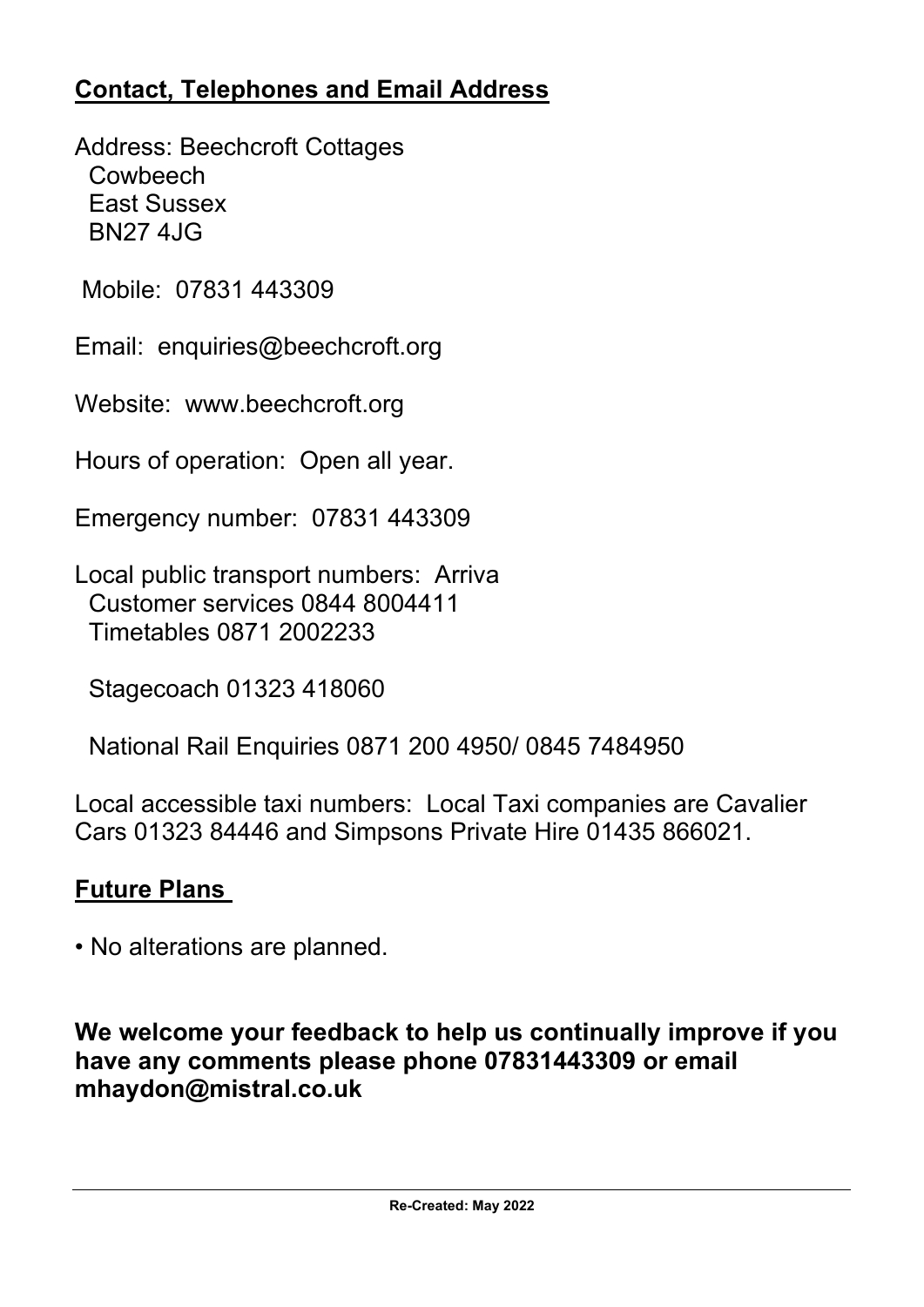## Contact, Telephones and Email Address

Address: Beechcroft Cottages
Cowbeech
East Sussex
BN27 4JG

Mobile: 07831 443309

Email: enquiries@beechcroft.org

Website: www.beechcroft.org

Hours of operation: Open all year.

Emergency number: 07831 443309

Local public transport numbers: Arriva
Customer services 0844 8004411
Timetables 0871 2002233

Stagecoach 01323 418060

National Rail Enquiries 0871 200 4950/ 0845 7484950

Local accessible taxi numbers: Local Taxi companies are Cavalier Cars 01323 84446 and Simpsons Private Hire 01435 866021.

## Future Plans

- No alterations are planned.

**We welcome your feedback to help us continually improve if you have any comments please phone 07831443309 or email mhaydon@mistral.co.uk**

**Re-Created: May 2022**